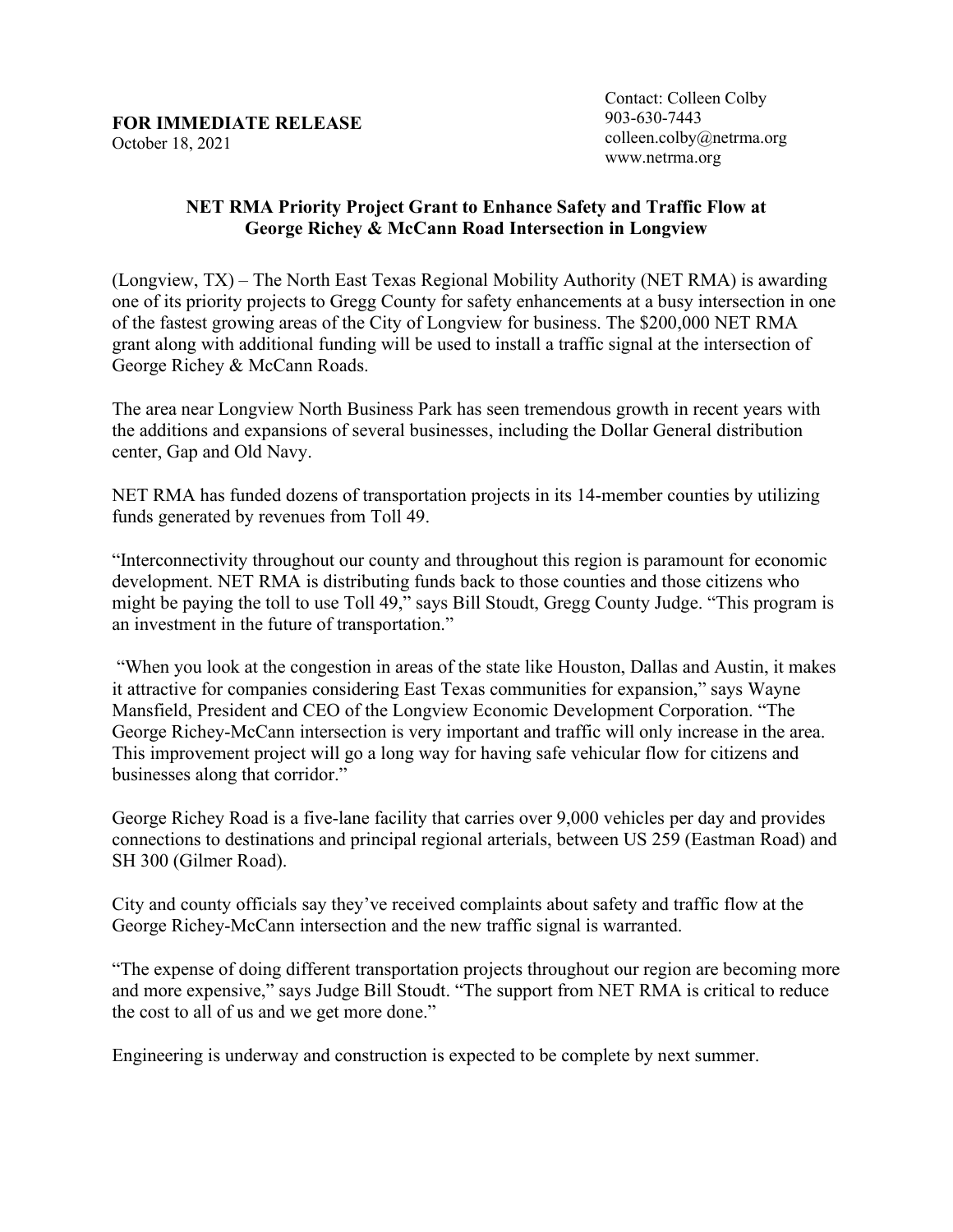**FOR IMMEDIATE RELEASE**
October 18, 2021

Contact: Colleen Colby
903-630-7443
colleen.colby@netrma.org
www.netrma.org

## NET RMA Priority Project Grant to Enhance Safety and Traffic Flow at George Richey & McCann Road Intersection in Longview

(Longview, TX) – The North East Texas Regional Mobility Authority (NET RMA) is awarding one of its priority projects to Gregg County for safety enhancements at a busy intersection in one of the fastest growing areas of the City of Longview for business. The $200,000 NET RMA grant along with additional funding will be used to install a traffic signal at the intersection of George Richey & McCann Roads.

The area near Longview North Business Park has seen tremendous growth in recent years with the additions and expansions of several businesses, including the Dollar General distribution center, Gap and Old Navy.

NET RMA has funded dozens of transportation projects in its 14-member counties by utilizing funds generated by revenues from Toll 49.

"Interconnectivity throughout our county and throughout this region is paramount for economic development. NET RMA is distributing funds back to those counties and those citizens who might be paying the toll to use Toll 49," says Bill Stoudt, Gregg County Judge. "This program is an investment in the future of transportation."

"When you look at the congestion in areas of the state like Houston, Dallas and Austin, it makes it attractive for companies considering East Texas communities for expansion," says Wayne Mansfield, President and CEO of the Longview Economic Development Corporation. "The George Richey-McCann intersection is very important and traffic will only increase in the area. This improvement project will go a long way for having safe vehicular flow for citizens and businesses along that corridor."

George Richey Road is a five-lane facility that carries over 9,000 vehicles per day and provides connections to destinations and principal regional arterials, between US 259 (Eastman Road) and SH 300 (Gilmer Road).

City and county officials say they've received complaints about safety and traffic flow at the George Richey-McCann intersection and the new traffic signal is warranted.

"The expense of doing different transportation projects throughout our region are becoming more and more expensive," says Judge Bill Stoudt. "The support from NET RMA is critical to reduce the cost to all of us and we get more done."

Engineering is underway and construction is expected to be complete by next summer.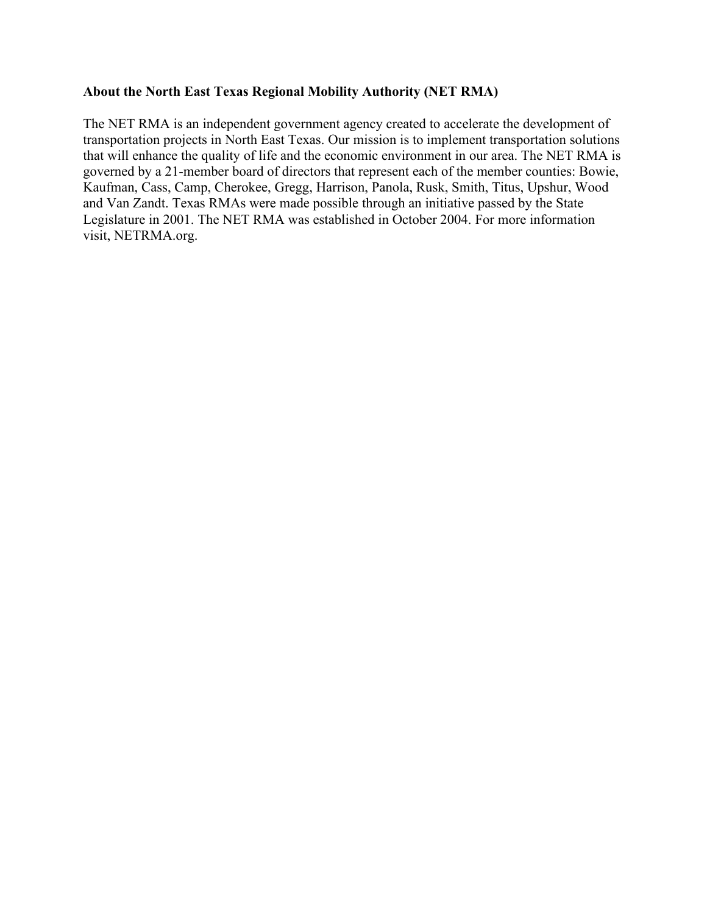**About the North East Texas Regional Mobility Authority (NET RMA)**

The NET RMA is an independent government agency created to accelerate the development of transportation projects in North East Texas. Our mission is to implement transportation solutions that will enhance the quality of life and the economic environment in our area. The NET RMA is governed by a 21-member board of directors that represent each of the member counties: Bowie, Kaufman, Cass, Camp, Cherokee, Gregg, Harrison, Panola, Rusk, Smith, Titus, Upshur, Wood and Van Zandt. Texas RMAs were made possible through an initiative passed by the State Legislature in 2001. The NET RMA was established in October 2004. For more information visit, NETRMA.org.